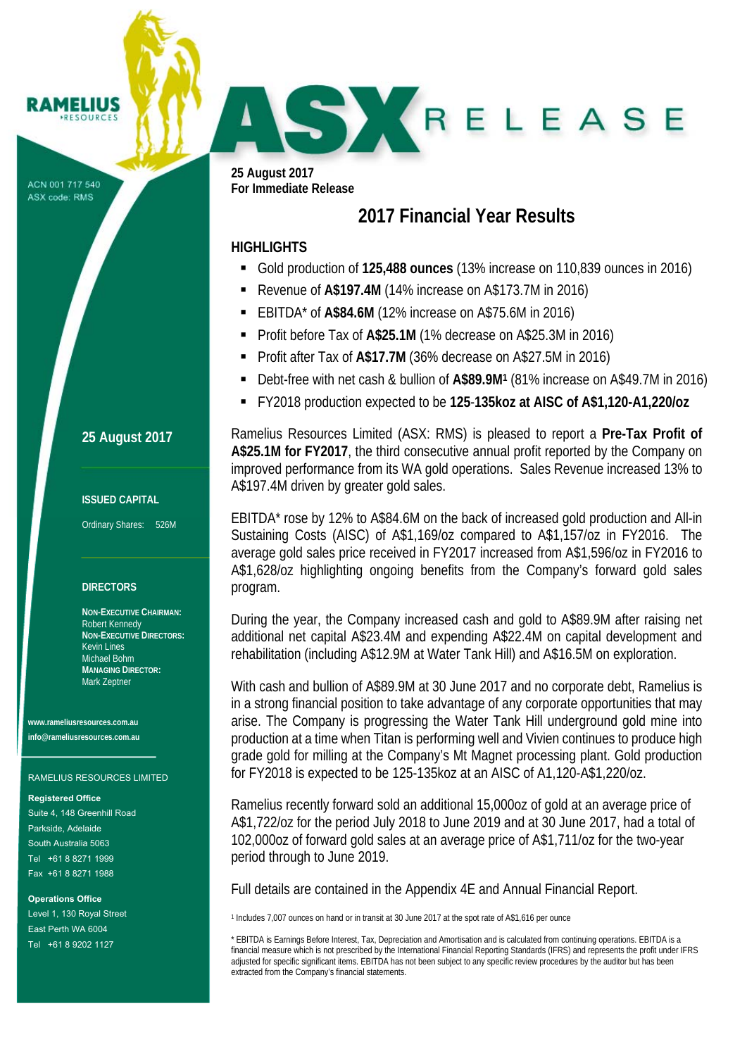RAMELIUS RESOURCES

ACN 001 717 540
ASX code: RMS

# ASX RELEASE

**25 August 2017**
**For Immediate Release**

## 2017 Financial Year Results

### HIGHLIGHTS

- Gold production of **125,488 ounces** (13% increase on 110,839 ounces in 2016)
- Revenue of **A$197.4M** (14% increase on A$173.7M in 2016)
- EBITDA* of **A$84.6M** (12% increase on A$75.6M in 2016)
- Profit before Tax of **A$25.1M** (1% decrease on A$25.3M in 2016)
- Profit after Tax of **A$17.7M** (36% decrease on A$27.5M in 2016)
- Debt-free with net cash & bullion of **A$89.9M**[1] (81% increase on A$49.7M in 2016)
- FY2018 production expected to be **125-135koz at AISC of A$1,120-A1,220/oz**

Ramelius Resources Limited (ASX: RMS) is pleased to report a **Pre-Tax Profit of A$25.1M for FY2017**, the third consecutive annual profit reported by the Company on improved performance from its WA gold operations. Sales Revenue increased 13% to A$197.4M driven by greater gold sales.

EBITDA* rose by 12% to A$84.6M on the back of increased gold production and All-in Sustaining Costs (AISC) of A$1,169/oz compared to A$1,157/oz in FY2016. The average gold sales price received in FY2017 increased from A$1,596/oz in FY2016 to A$1,628/oz highlighting ongoing benefits from the Company's forward gold sales program.

During the year, the Company increased cash and gold to A$89.9M after raising net additional net capital A$23.4M and expending A$22.4M on capital development and rehabilitation (including A$12.9M at Water Tank Hill) and A$16.5M on exploration.

With cash and bullion of A$89.9M at 30 June 2017 and no corporate debt, Ramelius is in a strong financial position to take advantage of any corporate opportunities that may arise. The Company is progressing the Water Tank Hill underground gold mine into production at a time when Titan is performing well and Vivien continues to produce high grade gold for milling at the Company's Mt Magnet processing plant. Gold production for FY2018 is expected to be 125-135koz at an AISC of A1,120-A$1,220/oz.

Ramelius recently forward sold an additional 15,000oz of gold at an average price of A$1,722/oz for the period July 2018 to June 2019 and at 30 June 2017, had a total of 102,000oz of forward gold sales at an average price of A$1,711/oz for the two-year period through to June 2019.

Full details are contained in the Appendix 4E and Annual Financial Report.

[1] Includes 7,007 ounces on hand or in transit at 30 June 2017 at the spot rate of A$1,616 per ounce

* EBITDA is Earnings Before Interest, Tax, Depreciation and Amortisation and is calculated from continuing operations. EBITDA is a financial measure which is not prescribed by the International Financial Reporting Standards (IFRS) and represents the profit under IFRS adjusted for specific significant items. EBITDA has not been subject to any specific review procedures by the auditor but has been extracted from the Company's financial statements.

**25 August 2017**

**ISSUED CAPITAL**

Ordinary Shares: 526M

**DIRECTORS**

**NON-EXECUTIVE CHAIRMAN:**
Robert Kennedy
**NON-EXECUTIVE DIRECTORS:**
Kevin Lines
Michael Bohm
**MANAGING DIRECTOR:**
Mark Zeptner

www.rameliusresources.com.au
info@rameliusresources.com.au

RAMELIUS RESOURCES LIMITED

**Registered Office**
Suite 4, 148 Greenhill Road
Parkside, Adelaide
South Australia 5063
Tel +61 8 8271 1999
Fax +61 8 8271 1988

**Operations Office**
Level 1, 130 Royal Street
East Perth WA 6004
Tel +61 8 9202 1127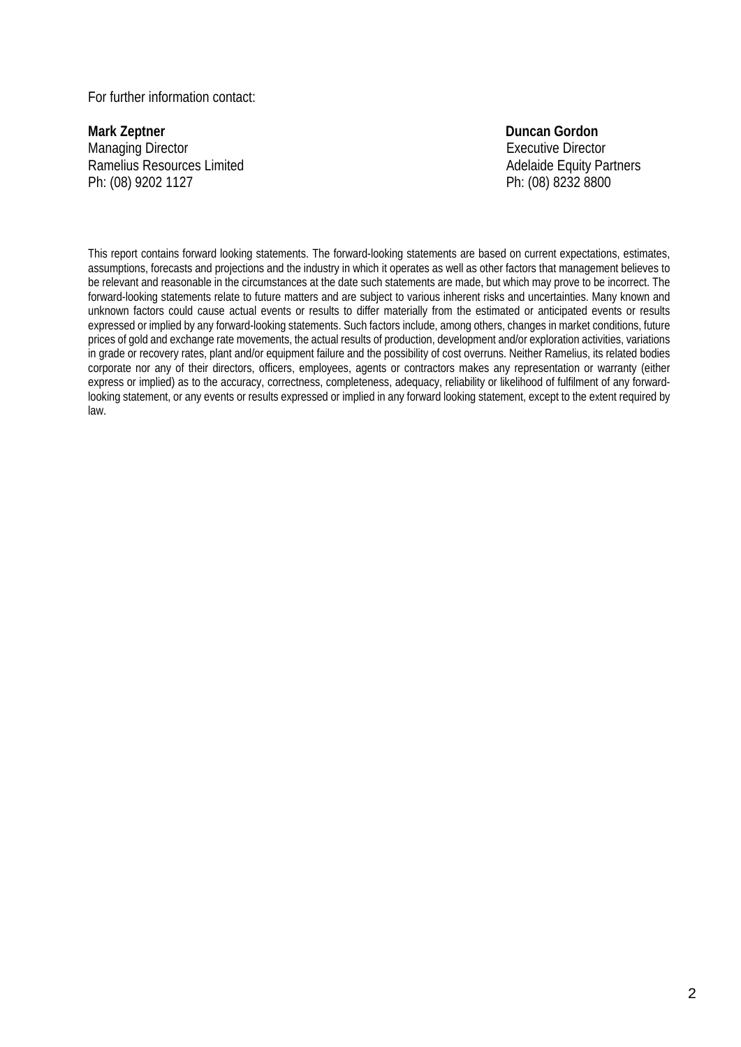For further information contact:

**Mark Zeptner**
Managing Director
Ramelius Resources Limited
Ph: (08) 9202 1127

**Duncan Gordon**
Executive Director
Adelaide Equity Partners
Ph: (08) 8232 8800

This report contains forward looking statements. The forward-looking statements are based on current expectations, estimates, assumptions, forecasts and projections and the industry in which it operates as well as other factors that management believes to be relevant and reasonable in the circumstances at the date such statements are made, but which may prove to be incorrect. The forward-looking statements relate to future matters and are subject to various inherent risks and uncertainties. Many known and unknown factors could cause actual events or results to differ materially from the estimated or anticipated events or results expressed or implied by any forward-looking statements. Such factors include, among others, changes in market conditions, future prices of gold and exchange rate movements, the actual results of production, development and/or exploration activities, variations in grade or recovery rates, plant and/or equipment failure and the possibility of cost overruns. Neither Ramelius, its related bodies corporate nor any of their directors, officers, employees, agents or contractors makes any representation or warranty (either express or implied) as to the accuracy, correctness, completeness, adequacy, reliability or likelihood of fulfilment of any forward-looking statement, or any events or results expressed or implied in any forward looking statement, except to the extent required by law.